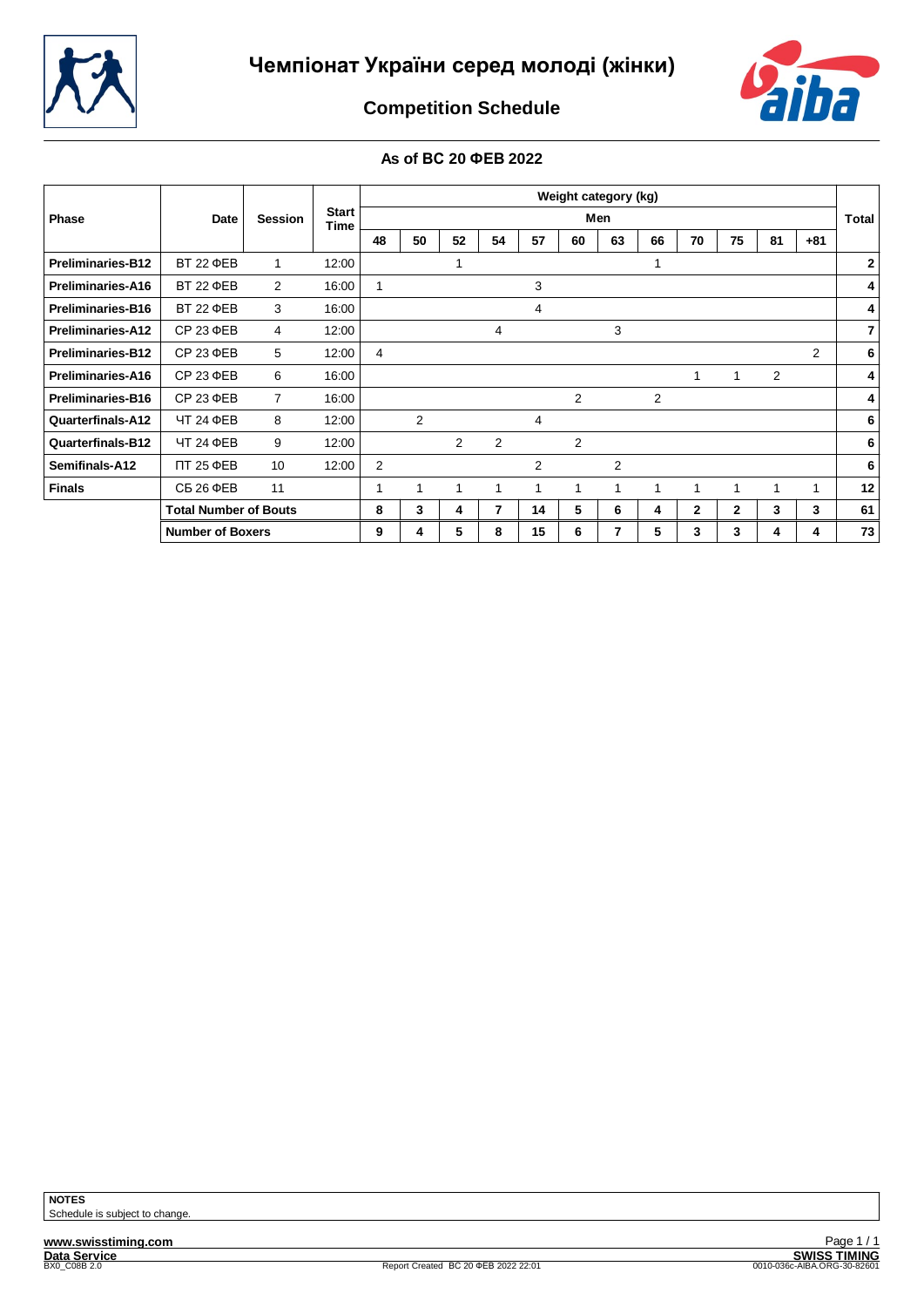# Чемпіонат України серед молоді (жінки)

## Competition Schedule

### As of ВС 20 ФЕВ 2022

| Phase | Date | Session | Start Time | Weight category (kg) | | | | | | | | | | | | Total |
|---|---|---|---|---|---|---|---|---|---|---|---|---|---|---|---|---|
| | | | | Men | | | | | | | | | | | | |
| | | | | 48 | 50 | 52 | 54 | 57 | 60 | 63 | 66 | 70 | 75 | 81 | +81 | |
| **Preliminaries-B12** | ВТ 22 ФЕВ | 1 | 12:00 | | | 1 | | | | | 1 | | | | | **2** |
| **Preliminaries-A16** | ВТ 22 ФЕВ | 2 | 16:00 | 1 | | | | 3 | | | | | | | | **4** |
| **Preliminaries-B16** | ВТ 22 ФЕВ | 3 | 16:00 | | | | | 4 | | | | | | | | **4** |
| **Preliminaries-A12** | СР 23 ФЕВ | 4 | 12:00 | | | | 4 | | | 3 | | | | | | **7** |
| **Preliminaries-B12** | СР 23 ФЕВ | 5 | 12:00 | 4 | | | | | | | | | | | 2 | **6** |
| **Preliminaries-A16** | СР 23 ФЕВ | 6 | 16:00 | | | | | | | | | 1 | 1 | 2 | | **4** |
| **Preliminaries-B16** | СР 23 ФЕВ | 7 | 16:00 | | | | | | 2 | | 2 | | | | | **4** |
| **Quarterfinals-A12** | ЧТ 24 ФЕВ | 8 | 12:00 | | 2 | | | 4 | | | | | | | | **6** |
| **Quarterfinals-B12** | ЧТ 24 ФЕВ | 9 | 12:00 | | | 2 | 2 | | 2 | | | | | | | **6** |
| **Semifinals-A12** | ПТ 25 ФЕВ | 10 | 12:00 | 2 | | | | 2 | | 2 | | | | | | **6** |
| **Finals** | СБ 26 ФЕВ | 11 | | 1 | 1 | 1 | 1 | 1 | 1 | 1 | 1 | 1 | 1 | 1 | 1 | **12** |
| | **Total Number of Bouts** | | | **8** | **3** | **4** | **7** | **14** | **5** | **6** | **4** | **2** | **2** | **3** | **3** | **61** |
| | **Number of Boxers** | | | **9** | **4** | **5** | **8** | **15** | **6** | **7** | **5** | **3** | **3** | **4** | **4** | **73** |

**NOTES**
Schedule is subject to change.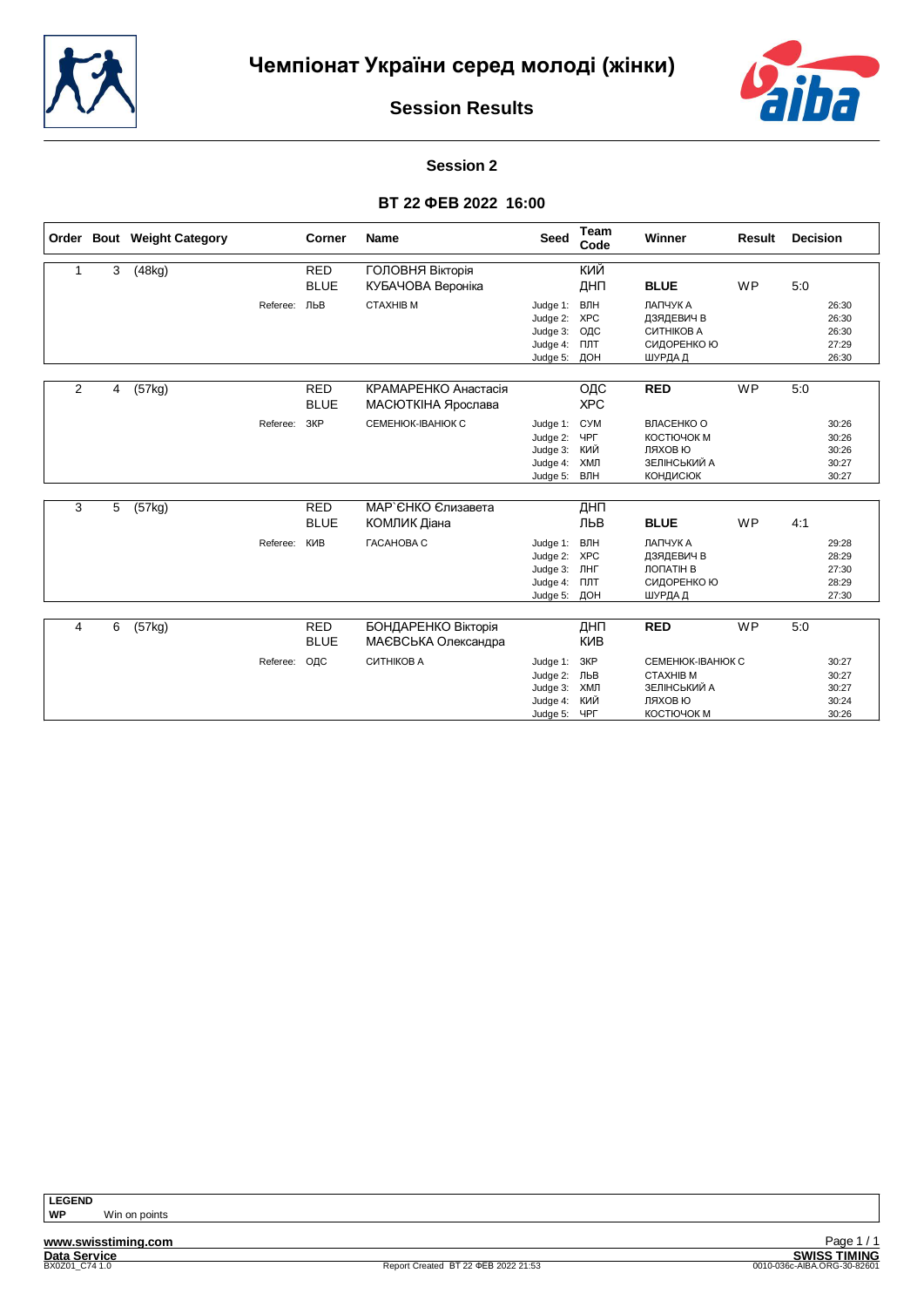# Чемпіонат України серед молоді (жінки)

## Session Results

### Session 2

### ВТ 22 ФЕВ 2022 16:00

| Order | Bout | Weight Category | Corner | Name | Seed | Team Code | Winner | Result | Decision |
|---|---|---|---|---|---|---|---|---|---|
| 1 | 3 | (48kg) | RED | ГОЛОВНЯ Вікторія | | КИЙ | | | |
| | | | BLUE | КУБАЧОВА Вероніка | | ДНП | **BLUE** | WP | 5:0 |
| | | Referee: | ЛЬВ | СТАХНІВ М | Judge 1: | ВЛН | ЛАПЧУК А | | 26:30 |
| | | | | | Judge 2: | ХРС | ДЗЯДЕВИЧ В | | 26:30 |
| | | | | | Judge 3: | ОДС | СИТНІКОВ А | | 26:30 |
| | | | | | Judge 4: | ПЛТ | СИДОРЕНКО Ю | | 27:29 |
| | | | | | Judge 5: | ДОН | ШУРДА Д | | 26:30 |
| 2 | 4 | (57kg) | RED | КРАМАРЕНКО Анастасія | | ОДС | **RED** | WP | 5:0 |
| | | | BLUE | МАСЮТКІНА Ярослава | | ХРС | | | |
| | | Referee: | ЗКР | СЕМЕНЮК-ІВАНЮК С | Judge 1: | СУМ | ВЛАСЕНКО О | | 30:26 |
| | | | | | Judge 2: | ЧРГ | КОСТЮЧОК М | | 30:26 |
| | | | | | Judge 3: | КИЙ | ЛЯХОВ Ю | | 30:26 |
| | | | | | Judge 4: | ХМЛ | ЗЕЛІНСЬКИЙ А | | 30:27 |
| | | | | | Judge 5: | ВЛН | КОНДИСЮК | | 30:27 |
| 3 | 5 | (57kg) | RED | МАР`ЄНКО Єлизавета | | ДНП | | | |
| | | | BLUE | КОМЛИК Діана | | ЛЬВ | **BLUE** | WP | 4:1 |
| | | Referee: | КИВ | ГАСАНОВА С | Judge 1: | ВЛН | ЛАПЧУК А | | 29:28 |
| | | | | | Judge 2: | ХРС | ДЗЯДЕВИЧ В | | 28:29 |
| | | | | | Judge 3: | ЛНГ | ЛОПАТІН В | | 27:30 |
| | | | | | Judge 4: | ПЛТ | СИДОРЕНКО Ю | | 28:29 |
| | | | | | Judge 5: | ДОН | ШУРДА Д | | 27:30 |
| 4 | 6 | (57kg) | RED | БОНДАРЕНКО Вікторія | | ДНП | **RED** | WP | 5:0 |
| | | | BLUE | МАЄВСЬКА Олександра | | КИВ | | | |
| | | Referee: | ОДС | СИТНІКОВ А | Judge 1: | ЗКР | СЕМЕНЮК-ІВАНЮК С | | 30:27 |
| | | | | | Judge 2: | ЛЬВ | СТАХНІВ М | | 30:27 |
| | | | | | Judge 3: | ХМЛ | ЗЕЛІНСЬКИЙ А | | 30:27 |
| | | | | | Judge 4: | КИЙ | ЛЯХОВ Ю | | 30:24 |
| | | | | | Judge 5: | ЧРГ | КОСТЮЧОК М | | 30:26 |

**LEGEND**

**WP** Win on points

www.swisstiming.com

Data Service

BX0Z01_C74 1.0

Report Created ВТ 22 ФЕВ 2022 21:53

SWISS TIMING

0010-036c-AIBA.ORG-30-82601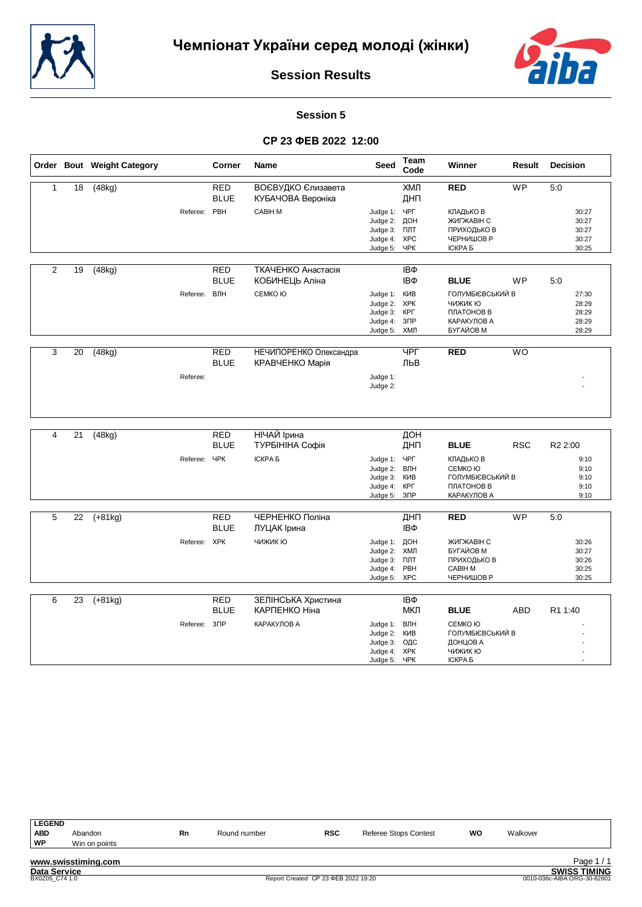# Чемпіонат України серед молоді (жінки)

## Session Results

### Session 5

### СР 23 ФЕВ 2022 12:00

| Order | Bout | Weight Category | | Corner | Name | Seed | Team Code | Winner | Result | Decision |
|---|---|---|---|---|---|---|---|---|---|---|
| 1 | 18 | (48kg) | | RED | ВОЄВУДКО Єлизавета | | ХМЛ | **RED** | WP | 5:0 |
| | | | | BLUE | КУБАЧОВА Вероніка | | ДНП | | | |
| | | | Referee: | РВН | САВІН М | Judge 1: | ЧРГ | КЛАДЬКО В | | 30:27 |
| | | | | | | Judge 2: | ДОН | ЖИГЖАВІН С | | 30:27 |
| | | | | | | Judge 3: | ПЛТ | ПРИХОДЬКО В | | 30:27 |
| | | | | | | Judge 4: | ХРС | ЧЕРНИШОВ Р | | 30:27 |
| | | | | | | Judge 5: | ЧРК | ІСКРА Б | | 30:25 |
| 2 | 19 | (48kg) | | RED | ТКАЧЕНКО Анастасія | | ІВФ | | | |
| | | | | BLUE | КОБИНЕЦЬ Аліна | | ІВФ | **BLUE** | WP | 5:0 |
| | | | Referee: | ВЛН | СЕМКО Ю | Judge 1: | КИВ | ГОЛУМБІЄВСЬКИЙ В | | 27:30 |
| | | | | | | Judge 2: | ХРК | ЧИЖИК Ю | | 28:29 |
| | | | | | | Judge 3: | КРГ | ПЛАТОНОВ В | | 28:29 |
| | | | | | | Judge 4: | ЗПР | КАРАКУЛОВ А | | 28:29 |
| | | | | | | Judge 5: | ХМЛ | БУГАЙОВ М | | 28:29 |
| 3 | 20 | (48kg) | | RED | НЕЧИПОРЕНКО Олександра | | ЧРГ | **RED** | WO | |
| | | | | BLUE | КРАВЧЕНКО Марія | | ЛЬВ | | | |
| | | | Referee: | | | Judge 1: | | | | - |
| | | | | | | Judge 2: | | | | - |
| 4 | 21 | (48kg) | | RED | НІЧАЙ Ірина | | ДОН | | | |
| | | | | BLUE | ТУРБІНІНА Софія | | ДНП | **BLUE** | RSC | R2 2:00 |
| | | | Referee: | ЧРК | ІСКРА Б | Judge 1: | ЧРГ | КЛАДЬКО В | | 9:10 |
| | | | | | | Judge 2: | ВЛН | СЕМКО Ю | | 9:10 |
| | | | | | | Judge 3: | КИВ | ГОЛУМБІЄВСЬКИЙ В | | 9:10 |
| | | | | | | Judge 4: | КРГ | ПЛАТОНОВ В | | 9:10 |
| | | | | | | Judge 5: | ЗПР | КАРАКУЛОВ А | | 9:10 |
| 5 | 22 | (+81kg) | | RED | ЧЕРНЕНКО Поліна | | ДНП | **RED** | WP | 5:0 |
| | | | | BLUE | ЛУЦАК Ірина | | ІВФ | | | |
| | | | Referee: | ХРК | ЧИЖИК Ю | Judge 1: | ДОН | ЖИГЖАВІН С | | 30:26 |
| | | | | | | Judge 2: | ХМЛ | БУГАЙОВ М | | 30:27 |
| | | | | | | Judge 3: | ПЛТ | ПРИХОДЬКО В | | 30:26 |
| | | | | | | Judge 4: | РВН | САВІН М | | 30:25 |
| | | | | | | Judge 5: | ХРС | ЧЕРНИШОВ Р | | 30:25 |
| 6 | 23 | (+81kg) | | RED | ЗЕЛІНСЬКА Христина | | ІВФ | | | |
| | | | | BLUE | КАРПЕНКО Ніна | | МКЛ | **BLUE** | ABD | R1 1:40 |
| | | | Referee: | ЗПР | КАРАКУЛОВ А | Judge 1: | ВЛН | СЕМКО Ю | | - |
| | | | | | | Judge 2: | КИВ | ГОЛУМБІЄВСЬКИЙ В | | - |
| | | | | | | Judge 3: | ОДС | ДОНЦОВ А | | - |
| | | | | | | Judge 4: | ХРК | ЧИЖИК Ю | | - |
| | | | | | | Judge 5: | ЧРК | ІСКРА Б | | - |

**LEGEND**

| | | | | | | | |
|---|---|---|---|---|---|---|---|
| **ABD** | Abandon | **Rn** | Round number | **RSC** | Referee Stops Contest | **WO** | Walkover |
| **WP** | Win on points | | | | | | |

www.swisstiming.com

Data Service — BX0Z05_C74 1.0 — Report Created СР 23 ФЕВ 2022 19:20 — SWISS TIMING — 0010-036c-AIBA.ORG-30-82601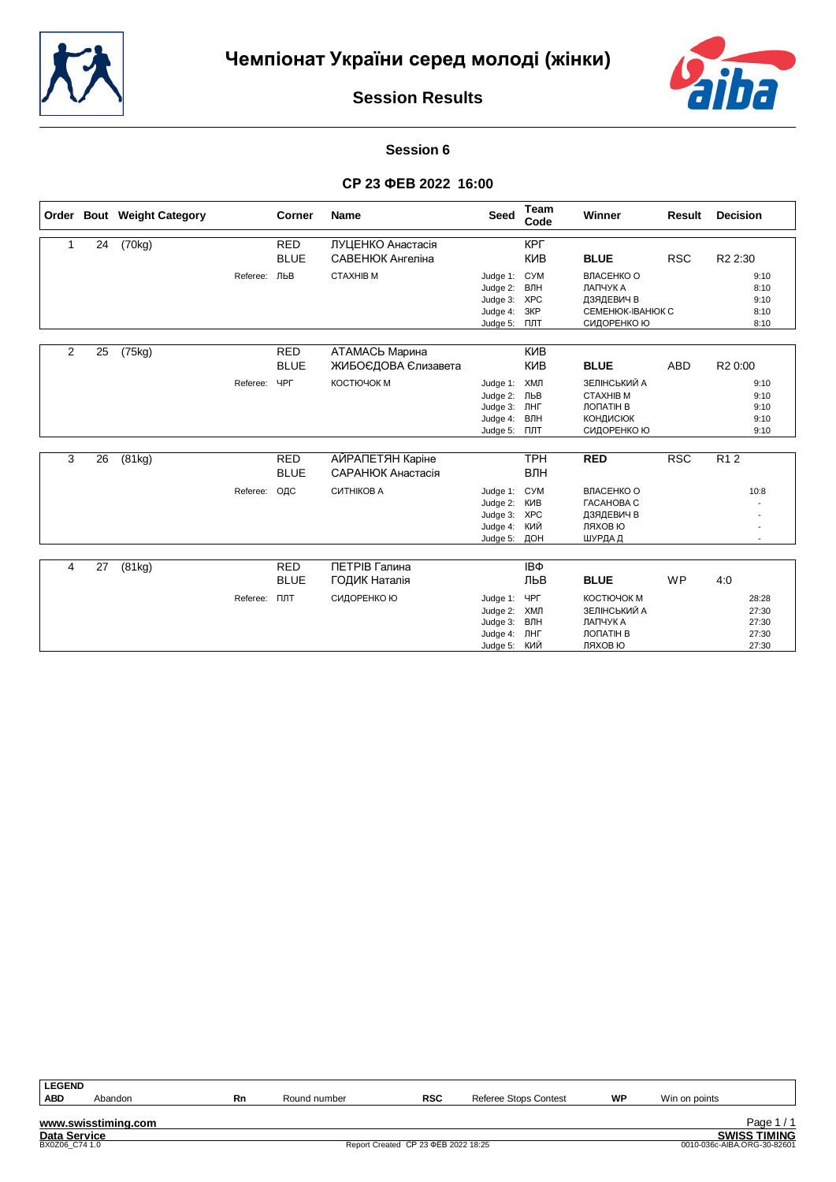# Чемпіонат України серед молоді (жінки)

## Session Results

### Session 6

### СР 23 ФЕВ 2022 16:00

| Order | Bout | Weight Category | Corner | Name | Seed | Team Code | Winner | Result | Decision |
|---|---|---|---|---|---|---|---|---|---|
| 1 | 24 | (70kg) | RED | ЛУЦЕНКО Анастасія | | КРГ | | | |
| | | | BLUE | САВЕНЮК Ангеліна | | КИВ | **BLUE** | RSC | R2 2:30 |
| | | Referee: ЛЬВ | | СТАХНІВ М | Judge 1: | СУМ | ВЛАСЕНКО О | | 9:10 |
| | | | | | Judge 2: | ВЛН | ЛАПЧУК А | | 8:10 |
| | | | | | Judge 3: | ХРС | ДЗЯДЕВИЧ В | | 9:10 |
| | | | | | Judge 4: | ЗКР | СЕМЕНЮК-ІВАНЮК С | | 8:10 |
| | | | | | Judge 5: | ПЛТ | СИДОРЕНКО Ю | | 8:10 |
| 2 | 25 | (75kg) | RED | АТАМАСЬ Марина | | КИВ | | | |
| | | | BLUE | ЖИБОЄДОВА Єлизавета | | КИВ | **BLUE** | ABD | R2 0:00 |
| | | Referee: ЧРГ | | КОСТЮЧОК М | Judge 1: | ХМЛ | ЗЕЛІНСЬКИЙ А | | 9:10 |
| | | | | | Judge 2: | ЛЬВ | СТАХНІВ М | | 9:10 |
| | | | | | Judge 3: | ЛНГ | ЛОПАТІН В | | 9:10 |
| | | | | | Judge 4: | ВЛН | КОНДИСЮК | | 9:10 |
| | | | | | Judge 5: | ПЛТ | СИДОРЕНКО Ю | | 9:10 |
| 3 | 26 | (81kg) | RED | АЙРАПЕТЯН Каріне | | ТРН | **RED** | RSC | R1 2 |
| | | | BLUE | САРАНЮК Анастасія | | ВЛН | | | |
| | | Referee: ОДС | | СИТНІКОВ А | Judge 1: | СУМ | ВЛАСЕНКО О | | 10:8 |
| | | | | | Judge 2: | КИВ | ГАСАНОВА С | | - |
| | | | | | Judge 3: | ХРС | ДЗЯДЕВИЧ В | | - |
| | | | | | Judge 4: | КИЙ | ЛЯХОВ Ю | | - |
| | | | | | Judge 5: | ДОН | ШУРДА Д | | - |
| 4 | 27 | (81kg) | RED | ПЕТРІВ Галина | | ІВФ | | | |
| | | | BLUE | ГОДИК Наталія | | ЛЬВ | **BLUE** | WP | 4:0 |
| | | Referee: ПЛТ | | СИДОРЕНКО Ю | Judge 1: | ЧРГ | КОСТЮЧОК М | | 28:28 |
| | | | | | Judge 2: | ХМЛ | ЗЕЛІНСЬКИЙ А | | 27:30 |
| | | | | | Judge 3: | ВЛН | ЛАПЧУК А | | 27:30 |
| | | | | | Judge 4: | ЛНГ | ЛОПАТІН В | | 27:30 |
| | | | | | Judge 5: | КИЙ | ЛЯХОВ Ю | | 27:30 |

| LEGEND | | | | | | | |
|---|---|---|---|---|---|---|---|
| ABD | Abandon | Rn | Round number | RSC | Referee Stops Contest | WP | Win on points |

www.swisstiming.com

Data Service — SWISS TIMING

BX0Z06_C74 1.0 — Report Created СР 23 ФЕВ 2022 18:25 — 0010-036c-AIBA.ORG-30-82601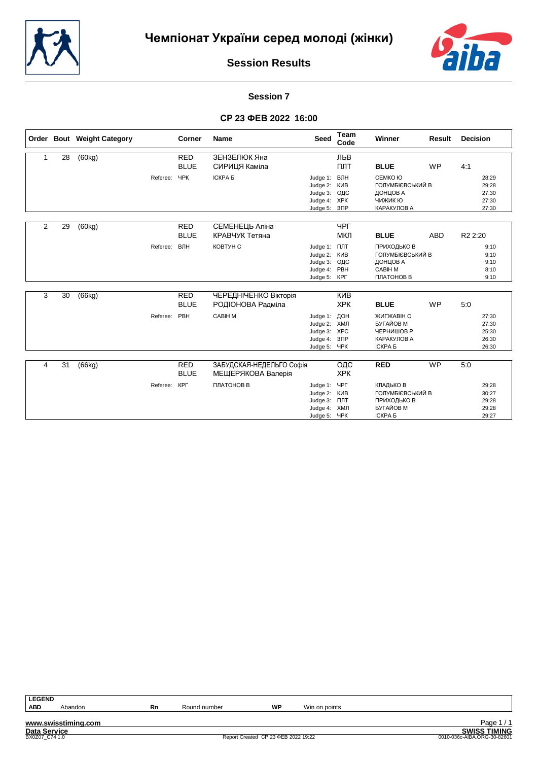# Чемпіонат України серед молоді (жінки)

## Session Results

### Session 7

### СР 23 ФЕВ 2022 16:00

| Order | Bout | Weight Category | | Corner | Name | Seed | Team Code | Winner | Result | Decision |
|---|---|---|---|---|---|---|---|---|---|---|
| 1 | 28 | (60kg) | | RED | ЗЕНЗЕЛЮК Яна | | ЛЬВ | | | |
| | | | | BLUE | СИРИЦЯ Каміла | | ПЛТ | **BLUE** | WP | 4:1 |
| | | | Referee: | ЧРК | ІСКРА Б | Judge 1: | ВЛН | СЕМКО Ю | | 28:29 |
| | | | | | | Judge 2: | КИВ | ГОЛУМБІЄВСЬКИЙ В | | 29:28 |
| | | | | | | Judge 3: | ОДС | ДОНЦОВ А | | 27:30 |
| | | | | | | Judge 4: | ХРК | ЧИЖИК Ю | | 27:30 |
| | | | | | | Judge 5: | ЗПР | КАРАКУЛОВ А | | 27:30 |
| 2 | 29 | (60kg) | | RED | СЕМЕНЕЦЬ Аліна | | ЧРГ | | | |
| | | | | BLUE | КРАВЧУК Тетяна | | МКЛ | **BLUE** | ABD | R2 2:20 |
| | | | Referee: | ВЛН | КОВТУН С | Judge 1: | ПЛТ | ПРИХОДЬКО В | | 9:10 |
| | | | | | | Judge 2: | КИВ | ГОЛУМБІЄВСЬКИЙ В | | 9:10 |
| | | | | | | Judge 3: | ОДС | ДОНЦОВ А | | 9:10 |
| | | | | | | Judge 4: | РВН | САВІН М | | 8:10 |
| | | | | | | Judge 5: | КРГ | ПЛАТОНОВ В | | 9:10 |
| 3 | 30 | (66kg) | | RED | ЧЕРЕДНІЧЕНКО Вікторія | | КИВ | | | |
| | | | | BLUE | РОДІОНОВА Радміла | | ХРК | **BLUE** | WP | 5:0 |
| | | | Referee: | РВН | САВІН М | Judge 1: | ДОН | ЖИГЖАВІН С | | 27:30 |
| | | | | | | Judge 2: | ХМЛ | БУГАЙОВ М | | 27:30 |
| | | | | | | Judge 3: | ХРС | ЧЕРНИШОВ Р | | 25:30 |
| | | | | | | Judge 4: | ЗПР | КАРАКУЛОВ А | | 26:30 |
| | | | | | | Judge 5: | ЧРК | ІСКРА Б | | 26:30 |
| 4 | 31 | (66kg) | | RED | ЗАБУДСКАЯ-НЕДЕЛЬГО Софія | | ОДС | **RED** | WP | 5:0 |
| | | | | BLUE | МЕЩЕРЯКОВА Валерія | | ХРК | | | |
| | | | Referee: | КРГ | ПЛАТОНОВ В | Judge 1: | ЧРГ | КЛАДЬКО В | | 29:28 |
| | | | | | | Judge 2: | КИВ | ГОЛУМБІЄВСЬКИЙ В | | 30:27 |
| | | | | | | Judge 3: | ПЛТ | ПРИХОДЬКО В | | 29:28 |
| | | | | | | Judge 4: | ХМЛ | БУГАЙОВ М | | 29:28 |
| | | | | | | Judge 5: | ЧРК | ІСКРА Б | | 29:27 |

**LEGEND**

| | | | | | |
|---|---|---|---|---|---|
| **ABD** | Abandon | **Rn** | Round number | **WP** | Win on points |

www.swisstiming.com

Data Service

BX0Z07_C74 1.0

Report Created СР 23 ФЕВ 2022 19:22

SWISS TIMING

0010-036c-AIBA.ORG-30-82601